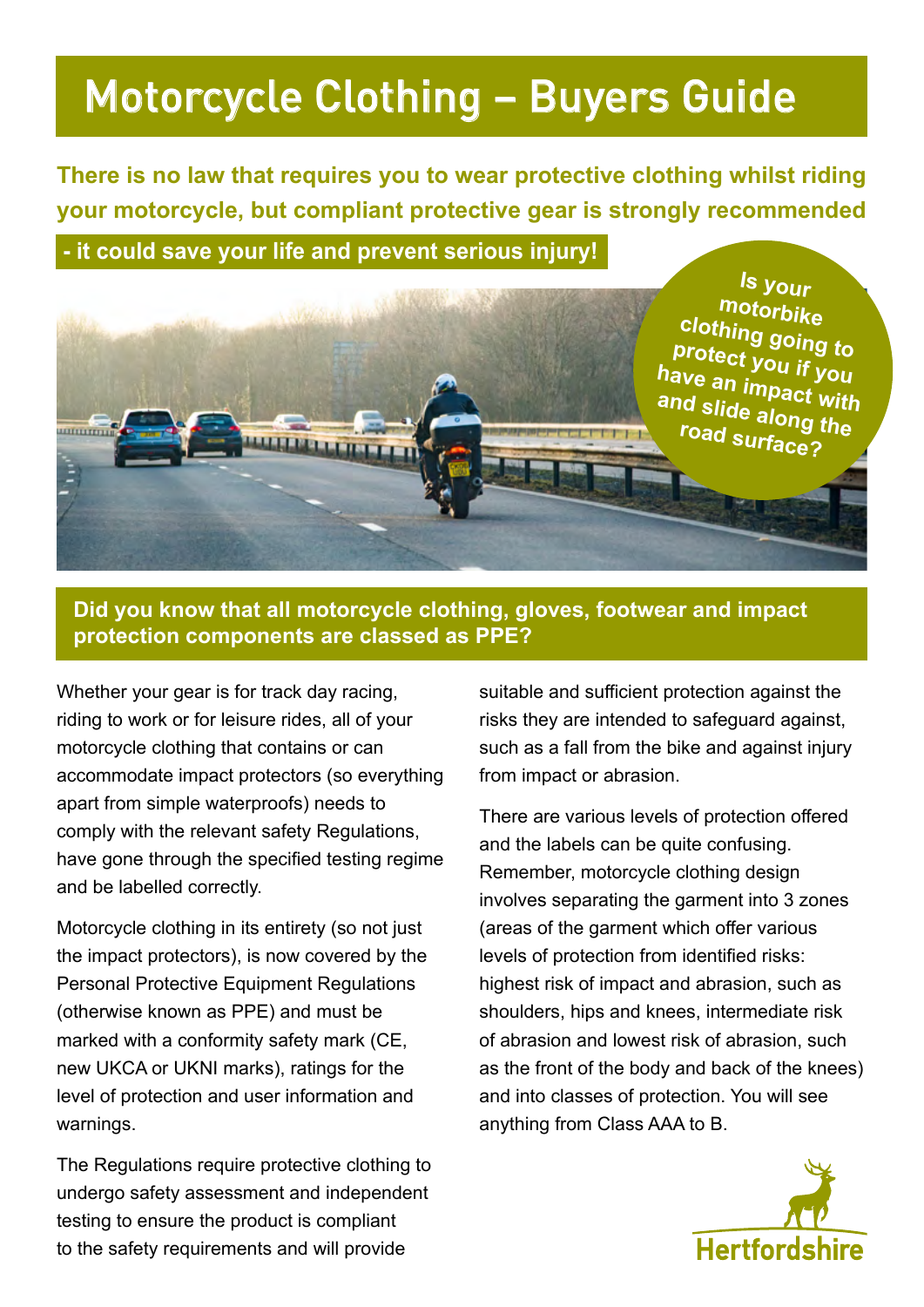# Motorcycle Clothing – Buyers Guide

**There is no law that requires you to wear protective clothing whilst riding your motorcycle, but compliant protective gear is strongly recommended - it could save your life and prevent serious injury!**

**Is your motorbike clothing going to protect you if you have an impact with and slide along the road surface?**

## Did you know that all motorcycle clothing, gloves, footwear and impact protection components are classed as PPE?

Whether your gear is for track day racing, riding to work or for leisure rides, all of your motorcycle clothing that contains or can accommodate impact protectors (so everything apart from simple waterproofs) needs to comply with the relevant safety Regulations, have gone through the specified testing regime and be labelled correctly.

Motorcycle clothing in its entirety (so not just the impact protectors), is now covered by the Personal Protective Equipment Regulations (otherwise known as PPE) and must be marked with a conformity safety mark (CE, new UKCA or UKNI marks), ratings for the level of protection and user information and warnings.

The Regulations require protective clothing to undergo safety assessment and independent testing to ensure the product is compliant to the safety requirements and will provide suitable and sufficient protection against the risks they are intended to safeguard against, such as a fall from the bike and against injury from impact or abrasion.

There are various levels of protection offered and the labels can be quite confusing. Remember, motorcycle clothing design involves separating the garment into 3 zones (areas of the garment which offer various levels of protection from identified risks: highest risk of impact and abrasion, such as shoulders, hips and knees, intermediate risk of abrasion and lowest risk of abrasion, such as the front of the body and back of the knees) and into classes of protection. You will see anything from Class AAA to B.

Hertfordshire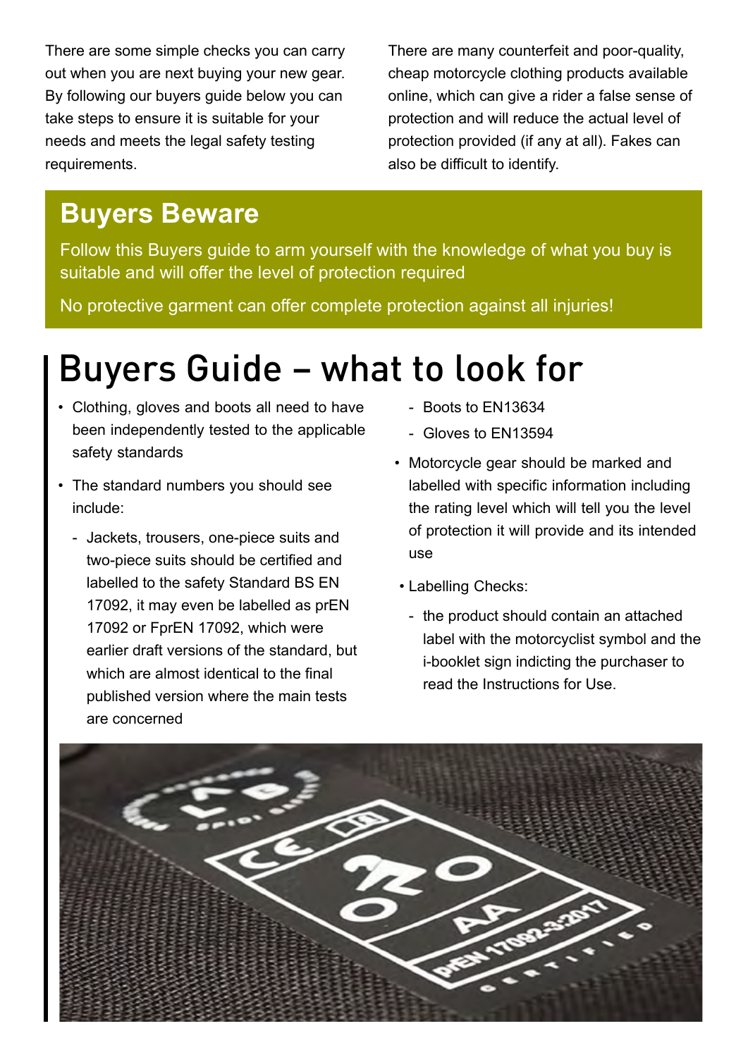There are some simple checks you can carry out when you are next buying your new gear. By following our buyers guide below you can take steps to ensure it is suitable for your needs and meets the legal safety testing requirements.

There are many counterfeit and poor-quality, cheap motorcycle clothing products available online, which can give a rider a false sense of protection and will reduce the actual level of protection provided (if any at all). Fakes can also be difficult to identify.

## Buyers Beware

Follow this Buyers guide to arm yourself with the knowledge of what you buy is suitable and will offer the level of protection required

No protective garment can offer complete protection against all injuries!

# Buyers Guide – what to look for

- Clothing, gloves and boots all need to have been independently tested to the applicable safety standards
- The standard numbers you should see include:
  - Jackets, trousers, one-piece suits and two-piece suits should be certified and labelled to the safety Standard BS EN 17092, it may even be labelled as prEN 17092 or FprEN 17092, which were earlier draft versions of the standard, but which are almost identical to the final published version where the main tests are concerned
  - Boots to EN13634
  - Gloves to EN13594
- Motorcycle gear should be marked and labelled with specific information including the rating level which will tell you the level of protection it will provide and its intended use
- Labelling Checks:
  - the product should contain an attached label with the motorcyclist symbol and the i-booklet sign indicting the purchaser to read the Instructions for Use.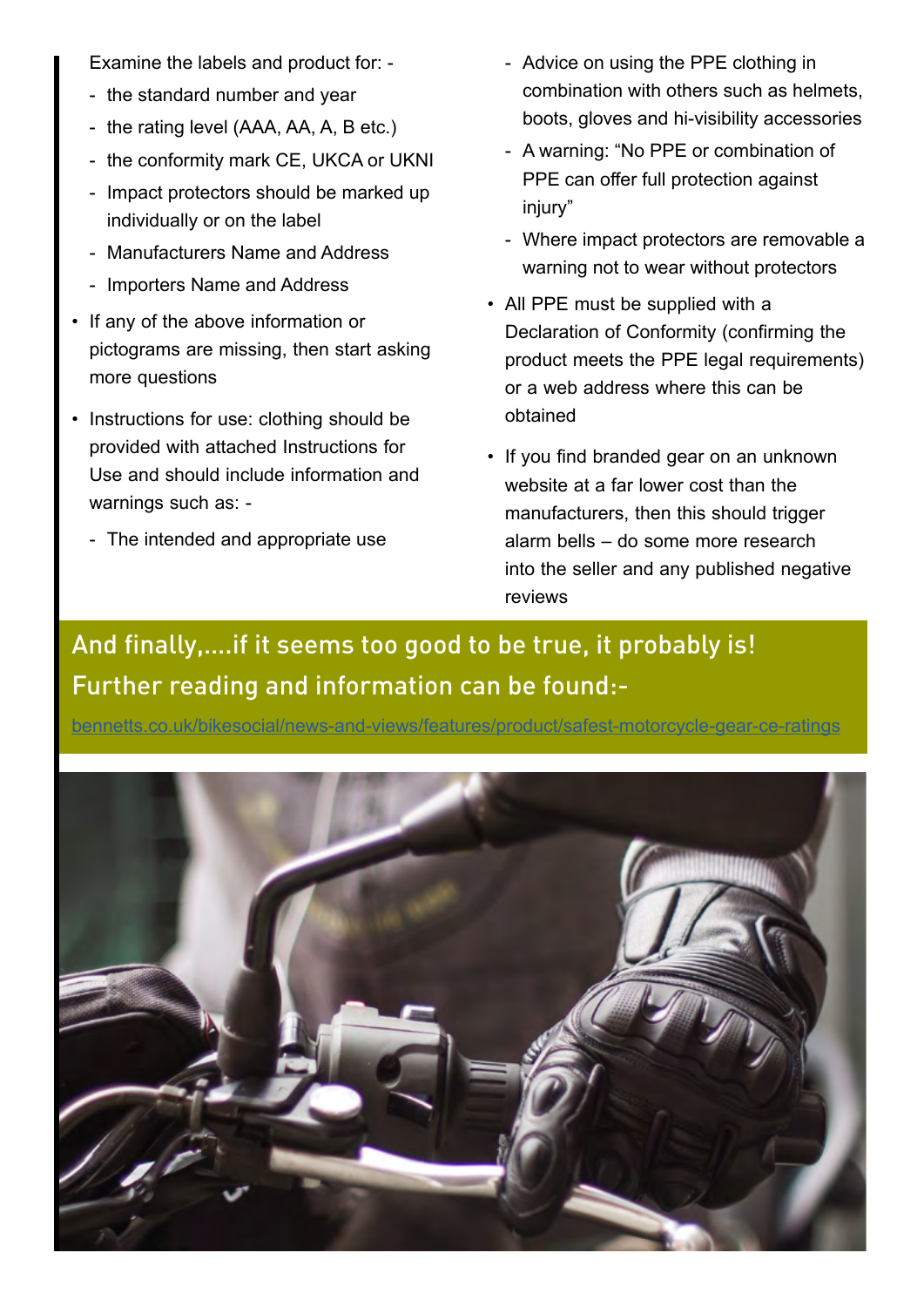Examine the labels and product for: -

- the standard number and year
- the rating level (AAA, AA, A, B etc.)
- the conformity mark CE, UKCA or UKNI
- Impact protectors should be marked up individually or on the label
- Manufacturers Name and Address
- Importers Name and Address

- If any of the above information or pictograms are missing, then start asking more questions
- Instructions for use: clothing should be provided with attached Instructions for Use and should include information and warnings such as: -
  - The intended and appropriate use
  - Advice on using the PPE clothing in combination with others such as helmets, boots, gloves and hi-visibility accessories
  - A warning: "No PPE or combination of PPE can offer full protection against injury"
  - Where impact protectors are removable a warning not to wear without protectors
- All PPE must be supplied with a Declaration of Conformity (confirming the product meets the PPE legal requirements) or a web address where this can be obtained
- If you find branded gear on an unknown website at a far lower cost than the manufacturers, then this should trigger alarm bells – do some more research into the seller and any published negative reviews

## And finally,....if it seems too good to be true, it probably is!

## Further reading and information can be found:-

bennetts.co.uk/bikesocial/news-and-views/features/product/safest-motorcycle-gear-ce-ratings